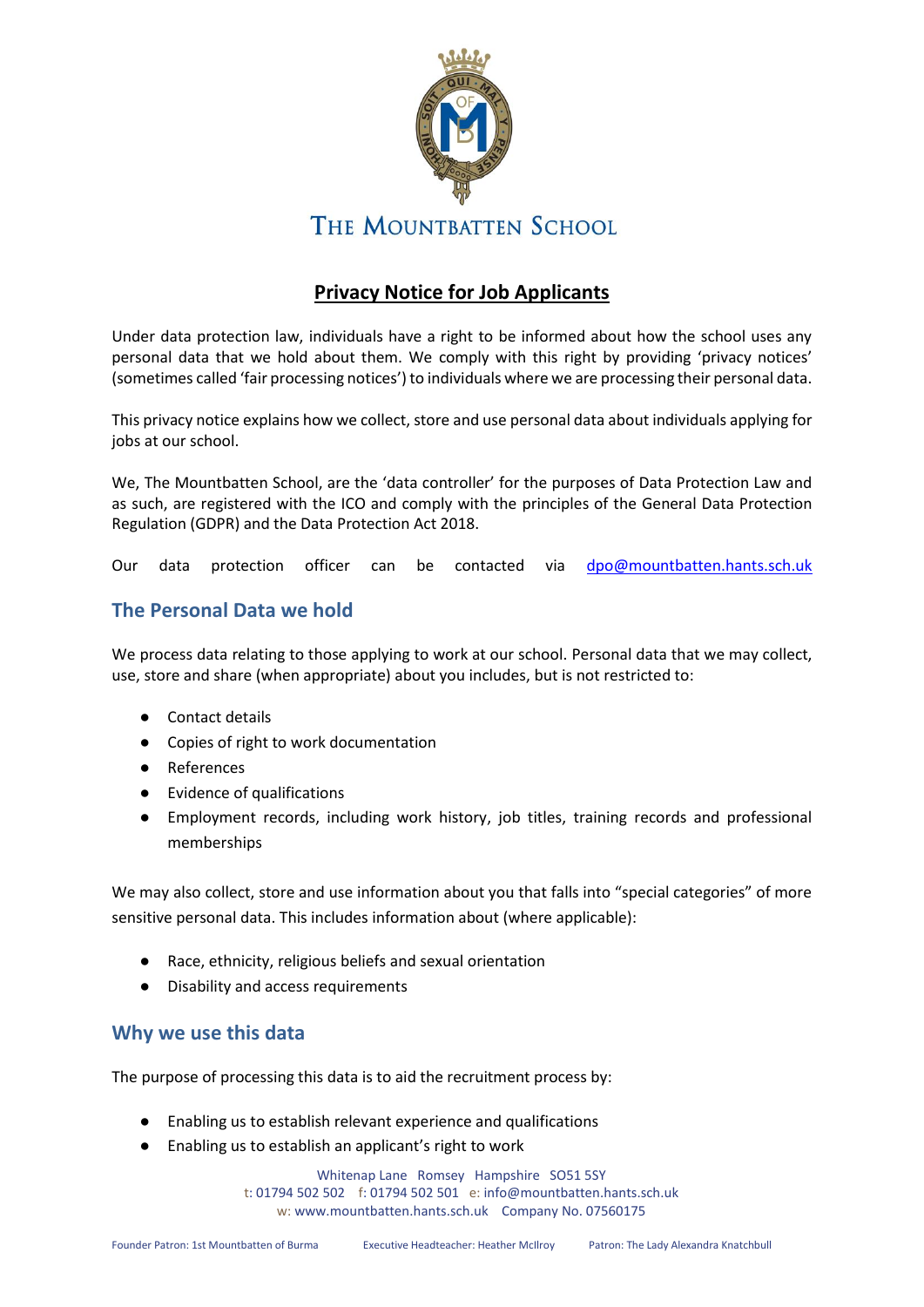# THE MOUNTBATTEN SCHOOL

## Privacy Notice for Job Applicants

Under data protection law, individuals have a right to be informed about how the school uses any personal data that we hold about them. We comply with this right by providing 'privacy notices' (sometimes called 'fair processing notices') to individuals where we are processing their personal data.

This privacy notice explains how we collect, store and use personal data about individuals applying for jobs at our school.

We, The Mountbatten School, are the 'data controller' for the purposes of Data Protection Law and as such, are registered with the ICO and comply with the principles of the General Data Protection Regulation (GDPR) and the Data Protection Act 2018.

Our data protection officer can be contacted via dpo@mountbatten.hants.sch.uk

## The Personal Data we hold

We process data relating to those applying to work at our school. Personal data that we may collect, use, store and share (when appropriate) about you includes, but is not restricted to:

- Contact details
- Copies of right to work documentation
- References
- Evidence of qualifications
- Employment records, including work history, job titles, training records and professional memberships

We may also collect, store and use information about you that falls into "special categories" of more sensitive personal data. This includes information about (where applicable):

- Race, ethnicity, religious beliefs and sexual orientation
- Disability and access requirements

## Why we use this data

The purpose of processing this data is to aid the recruitment process by:

- Enabling us to establish relevant experience and qualifications
- Enabling us to establish an applicant's right to work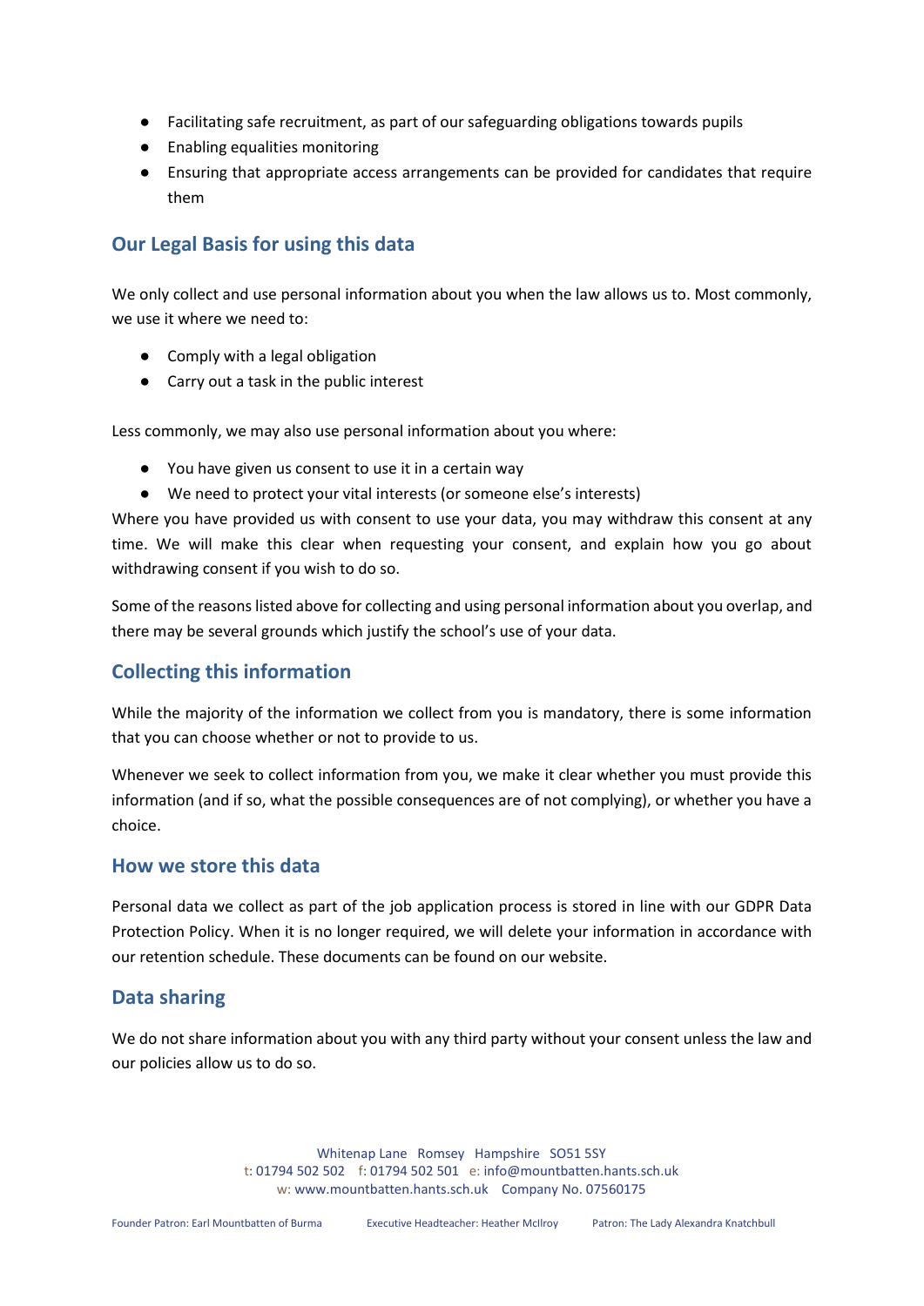- Facilitating safe recruitment, as part of our safeguarding obligations towards pupils
- Enabling equalities monitoring
- Ensuring that appropriate access arrangements can be provided for candidates that require them

## Our Legal Basis for using this data

We only collect and use personal information about you when the law allows us to. Most commonly, we use it where we need to:

- Comply with a legal obligation
- Carry out a task in the public interest

Less commonly, we may also use personal information about you where:

- You have given us consent to use it in a certain way
- We need to protect your vital interests (or someone else's interests)

Where you have provided us with consent to use your data, you may withdraw this consent at any time. We will make this clear when requesting your consent, and explain how you go about withdrawing consent if you wish to do so.

Some of the reasons listed above for collecting and using personal information about you overlap, and there may be several grounds which justify the school's use of your data.

## Collecting this information

While the majority of the information we collect from you is mandatory, there is some information that you can choose whether or not to provide to us.

Whenever we seek to collect information from you, we make it clear whether you must provide this information (and if so, what the possible consequences are of not complying), or whether you have a choice.

## How we store this data

Personal data we collect as part of the job application process is stored in line with our GDPR Data Protection Policy. When it is no longer required, we will delete your information in accordance with our retention schedule. These documents can be found on our website.

## Data sharing

We do not share information about you with any third party without your consent unless the law and our policies allow us to do so.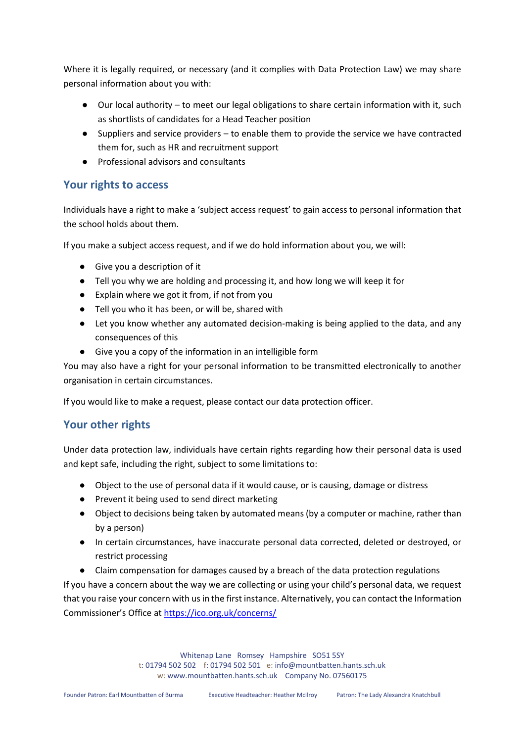Where it is legally required, or necessary (and it complies with Data Protection Law) we may share personal information about you with:

- Our local authority – to meet our legal obligations to share certain information with it, such as shortlists of candidates for a Head Teacher position
- Suppliers and service providers – to enable them to provide the service we have contracted them for, such as HR and recruitment support
- Professional advisors and consultants

## Your rights to access

Individuals have a right to make a 'subject access request' to gain access to personal information that the school holds about them.

If you make a subject access request, and if we do hold information about you, we will:

- Give you a description of it
- Tell you why we are holding and processing it, and how long we will keep it for
- Explain where we got it from, if not from you
- Tell you who it has been, or will be, shared with
- Let you know whether any automated decision-making is being applied to the data, and any consequences of this
- Give you a copy of the information in an intelligible form

You may also have a right for your personal information to be transmitted electronically to another organisation in certain circumstances.

If you would like to make a request, please contact our data protection officer.

## Your other rights

Under data protection law, individuals have certain rights regarding how their personal data is used and kept safe, including the right, subject to some limitations to:

- Object to the use of personal data if it would cause, or is causing, damage or distress
- Prevent it being used to send direct marketing
- Object to decisions being taken by automated means (by a computer or machine, rather than by a person)
- In certain circumstances, have inaccurate personal data corrected, deleted or destroyed, or restrict processing
- Claim compensation for damages caused by a breach of the data protection regulations

If you have a concern about the way we are collecting or using your child's personal data, we request that you raise your concern with us in the first instance. Alternatively, you can contact the Information Commissioner's Office at [https://ico.org.uk/concerns/](https://ico.org.uk/concerns/)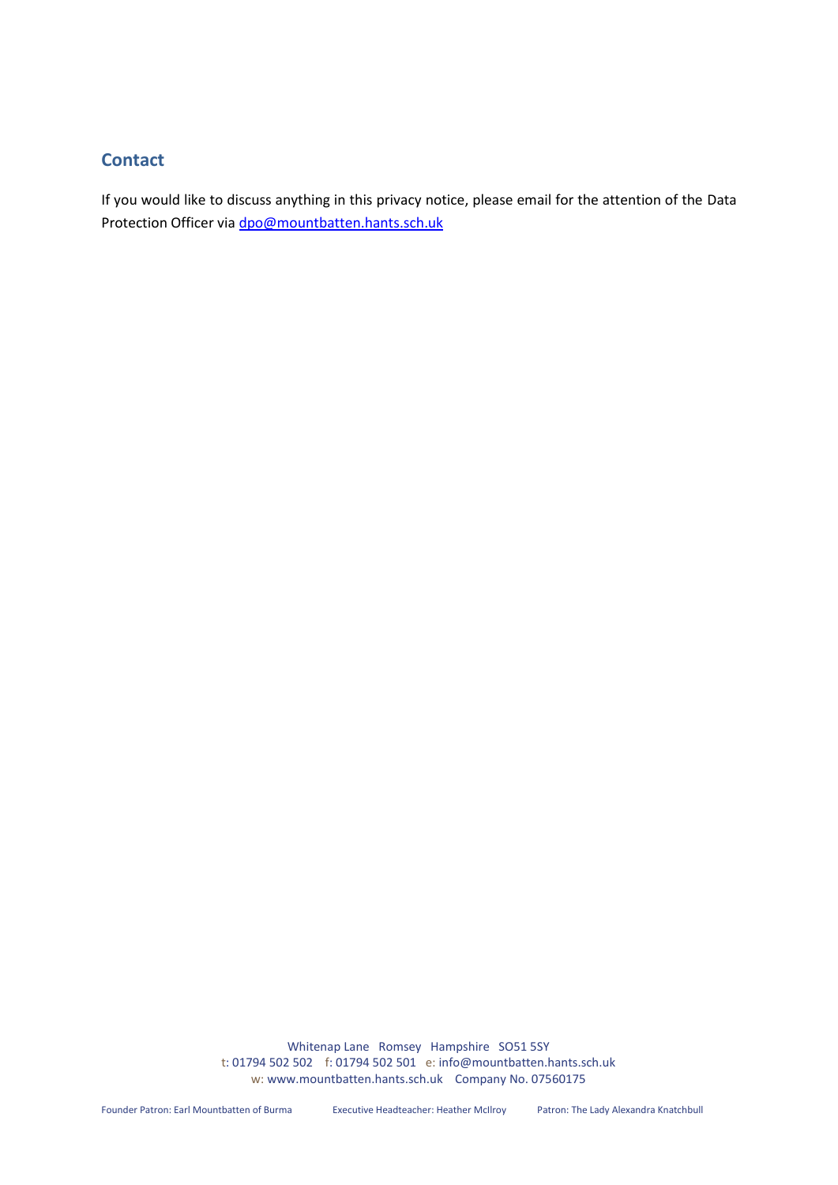## Contact

If you would like to discuss anything in this privacy notice, please email for the attention of the Data Protection Officer via [dpo@mountbatten.hants.sch.uk](mailto:dpo@mountbatten.hants.sch.uk)